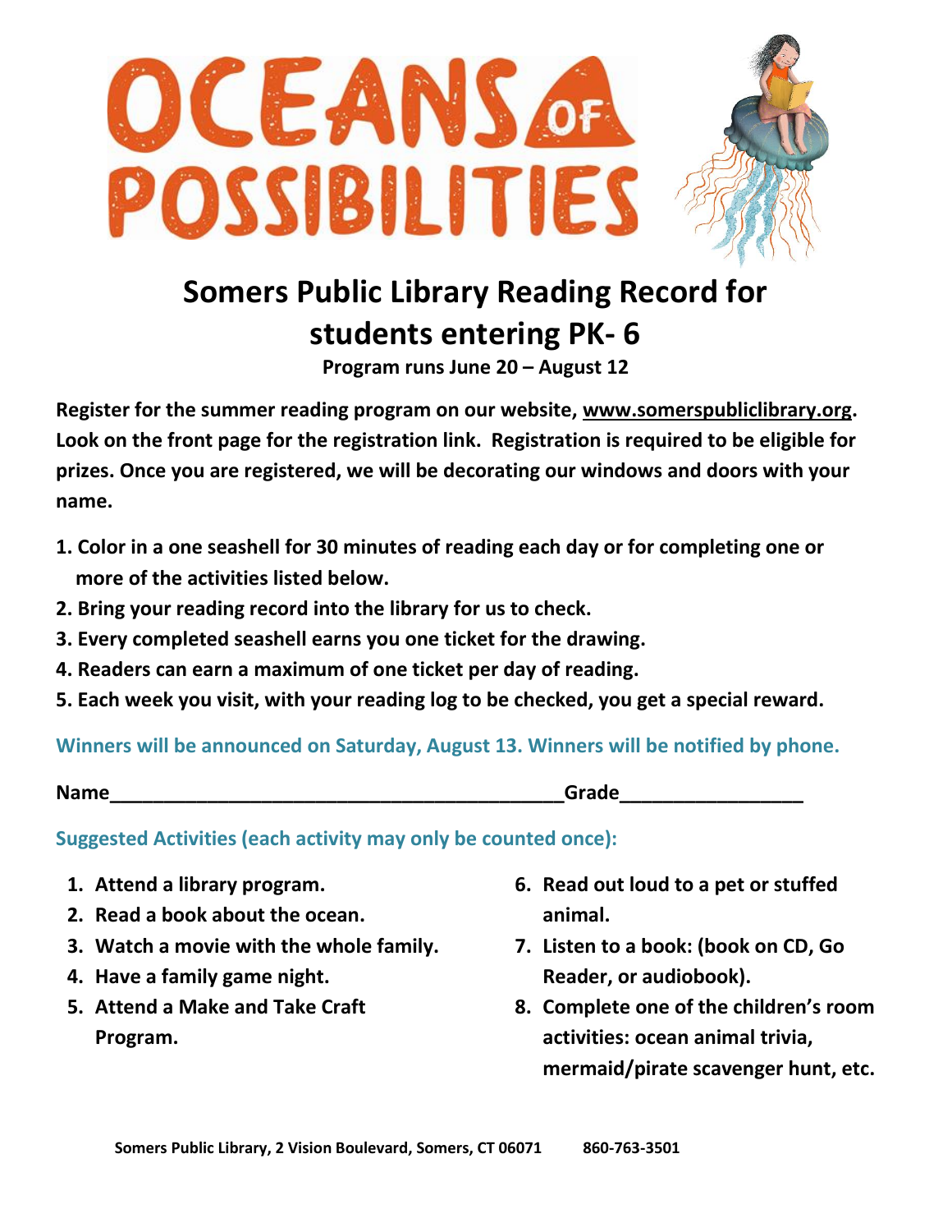# OCEANS OF POSSIBILITIES

## Somers Public Library Reading Record for students entering PK- 6

**Program runs June 20 – August 12**

**Register for the summer reading program on our website, www.somerspubliclibrary.org. Look on the front page for the registration link. Registration is required to be eligible for prizes. Once you are registered, we will be decorating our windows and doors with your name.**

1. **Color in a one seashell for 30 minutes of reading each day or for completing one or more of the activities listed below.**
2. **Bring your reading record into the library for us to check.**
3. **Every completed seashell earns you one ticket for the drawing.**
4. **Readers can earn a maximum of one ticket per day of reading.**
5. **Each week you visit, with your reading log to be checked, you get a special reward.**

**Winners will be announced on Saturday, August 13. Winners will be notified by phone.**

**Name__________________________________________Grade_________________**

**Suggested Activities (each activity may only be counted once):**

1. **Attend a library program.**
2. **Read a book about the ocean.**
3. **Watch a movie with the whole family.**
4. **Have a family game night.**
5. **Attend a Make and Take Craft Program.**
6. **Read out loud to a pet or stuffed animal.**
7. **Listen to a book: (book on CD, Go Reader, or audiobook).**
8. **Complete one of the children's room activities: ocean animal trivia, mermaid/pirate scavenger hunt, etc.**

**Somers Public Library, 2 Vision Boulevard, Somers, CT 06071 860-763-3501**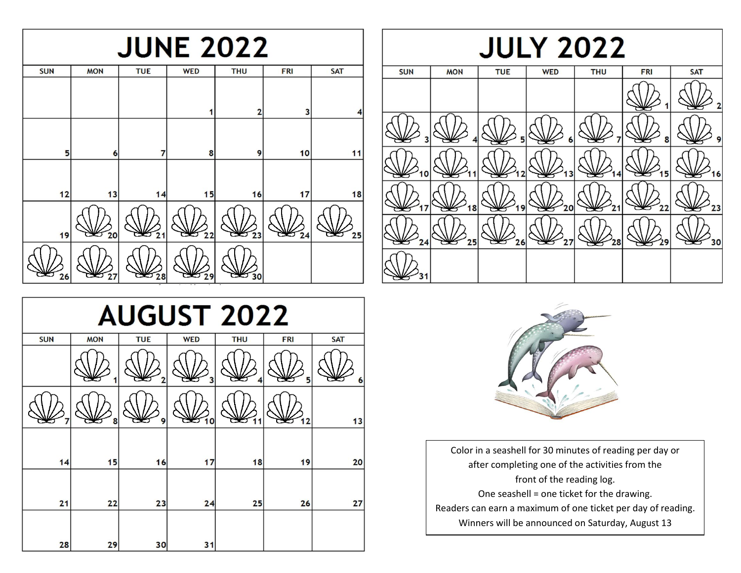## JUNE 2022

| SUN | MON | TUE | WED | THU | FRI | SAT |
|---|---|---|---|---|---|---|
| | | | 1 | 2 | 3 | 4 |
| 5 | 6 | 7 | 8 | 9 | 10 | 11 |
| 12 | 13 | 14 | 15 | 16 | 17 | 18 |
| 19 | 20 | 21 | 22 | 23 | 24 | 25 |
| 26 | 27 | 28 | 29 | 30 | | |

## JULY 2022

| SUN | MON | TUE | WED | THU | FRI | SAT |
|---|---|---|---|---|---|---|
| | | | | | 1 | 2 |
| 3 | 4 | 5 | 6 | 7 | 8 | 9 |
| 10 | 11 | 12 | 13 | 14 | 15 | 16 |
| 17 | 18 | 19 | 20 | 21 | 22 | 23 |
| 24 | 25 | 26 | 27 | 28 | 29 | 30 |
| 31 | | | | | | |

## AUGUST 2022

| SUN | MON | TUE | WED | THU | FRI | SAT |
|---|---|---|---|---|---|---|
| | 1 | 2 | 3 | 4 | 5 | 6 |
| 7 | 8 | 9 | 10 | 11 | 12 | 13 |
| 14 | 15 | 16 | 17 | 18 | 19 | 20 |
| 21 | 22 | 23 | 24 | 25 | 26 | 27 |
| 28 | 29 | 30 | 31 | | | |

Color in a seashell for 30 minutes of reading per day or after completing one of the activities from the front of the reading log.
One seashell = one ticket for the drawing.
Readers can earn a maximum of one ticket per day of reading.
Winners will be announced on Saturday, August 13